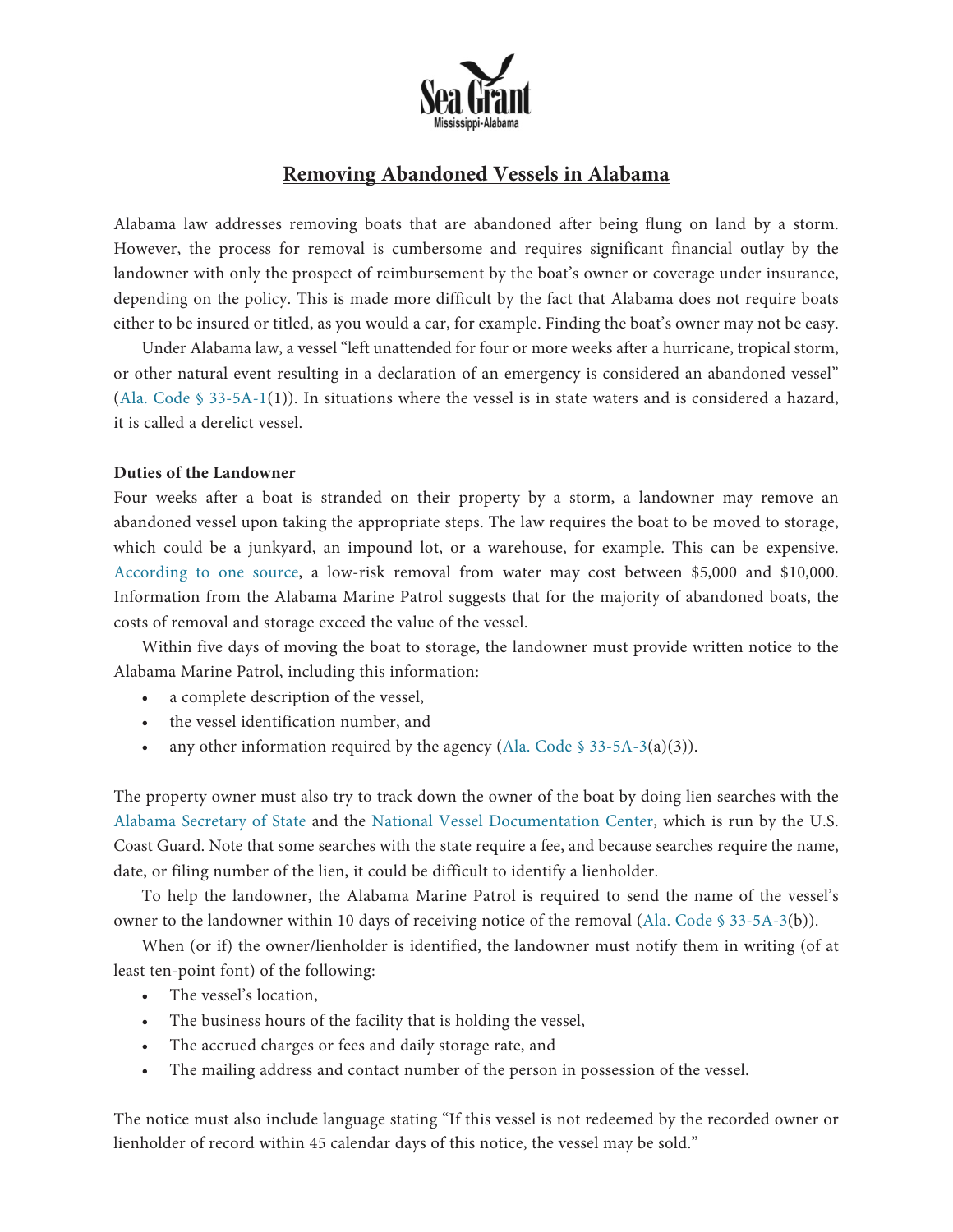Sea Grant
Mississippi-Alabama

# Removing Abandoned Vessels in Alabama

Alabama law addresses removing boats that are abandoned after being flung on land by a storm. However, the process for removal is cumbersome and requires significant financial outlay by the landowner with only the prospect of reimbursement by the boat's owner or coverage under insurance, depending on the policy. This is made more difficult by the fact that Alabama does not require boats either to be insured or titled, as you would a car, for example. Finding the boat's owner may not be easy.

Under Alabama law, a vessel "left unattended for four or more weeks after a hurricane, tropical storm, or other natural event resulting in a declaration of an emergency is considered an abandoned vessel" (Ala. Code § 33-5A-1(1)). In situations where the vessel is in state waters and is considered a hazard, it is called a derelict vessel.

**Duties of the Landowner**

Four weeks after a boat is stranded on their property by a storm, a landowner may remove an abandoned vessel upon taking the appropriate steps. The law requires the boat to be moved to storage, which could be a junkyard, an impound lot, or a warehouse, for example. This can be expensive. According to one source, a low-risk removal from water may cost between $5,000 and $10,000. Information from the Alabama Marine Patrol suggests that for the majority of abandoned boats, the costs of removal and storage exceed the value of the vessel.

Within five days of moving the boat to storage, the landowner must provide written notice to the Alabama Marine Patrol, including this information:

- a complete description of the vessel,
- the vessel identification number, and
- any other information required by the agency (Ala. Code § 33-5A-3(a)(3)).

The property owner must also try to track down the owner of the boat by doing lien searches with the Alabama Secretary of State and the National Vessel Documentation Center, which is run by the U.S. Coast Guard. Note that some searches with the state require a fee, and because searches require the name, date, or filing number of the lien, it could be difficult to identify a lienholder.

To help the landowner, the Alabama Marine Patrol is required to send the name of the vessel's owner to the landowner within 10 days of receiving notice of the removal (Ala. Code § 33-5A-3(b)).

When (or if) the owner/lienholder is identified, the landowner must notify them in writing (of at least ten-point font) of the following:

- The vessel's location,
- The business hours of the facility that is holding the vessel,
- The accrued charges or fees and daily storage rate, and
- The mailing address and contact number of the person in possession of the vessel.

The notice must also include language stating "If this vessel is not redeemed by the recorded owner or lienholder of record within 45 calendar days of this notice, the vessel may be sold."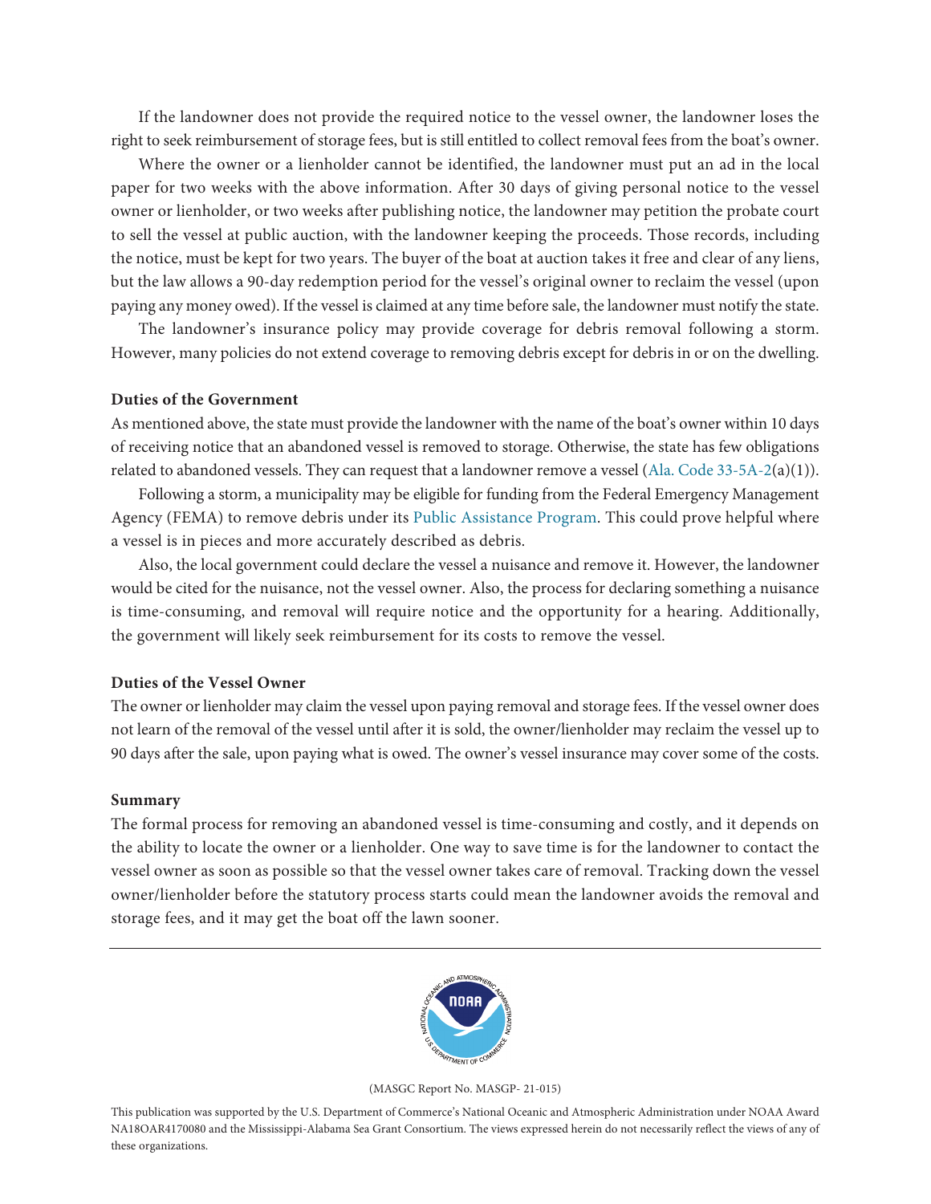If the landowner does not provide the required notice to the vessel owner, the landowner loses the right to seek reimbursement of storage fees, but is still entitled to collect removal fees from the boat's owner.

Where the owner or a lienholder cannot be identified, the landowner must put an ad in the local paper for two weeks with the above information. After 30 days of giving personal notice to the vessel owner or lienholder, or two weeks after publishing notice, the landowner may petition the probate court to sell the vessel at public auction, with the landowner keeping the proceeds. Those records, including the notice, must be kept for two years. The buyer of the boat at auction takes it free and clear of any liens, but the law allows a 90-day redemption period for the vessel's original owner to reclaim the vessel (upon paying any money owed). If the vessel is claimed at any time before sale, the landowner must notify the state.

The landowner's insurance policy may provide coverage for debris removal following a storm. However, many policies do not extend coverage to removing debris except for debris in or on the dwelling.

**Duties of the Government**

As mentioned above, the state must provide the landowner with the name of the boat's owner within 10 days of receiving notice that an abandoned vessel is removed to storage. Otherwise, the state has few obligations related to abandoned vessels. They can request that a landowner remove a vessel (Ala. Code 33-5A-2(a)(1)).

Following a storm, a municipality may be eligible for funding from the Federal Emergency Management Agency (FEMA) to remove debris under its Public Assistance Program. This could prove helpful where a vessel is in pieces and more accurately described as debris.

Also, the local government could declare the vessel a nuisance and remove it. However, the landowner would be cited for the nuisance, not the vessel owner. Also, the process for declaring something a nuisance is time-consuming, and removal will require notice and the opportunity for a hearing. Additionally, the government will likely seek reimbursement for its costs to remove the vessel.

**Duties of the Vessel Owner**

The owner or lienholder may claim the vessel upon paying removal and storage fees. If the vessel owner does not learn of the removal of the vessel until after it is sold, the owner/lienholder may reclaim the vessel up to 90 days after the sale, upon paying what is owed. The owner's vessel insurance may cover some of the costs.

**Summary**

The formal process for removing an abandoned vessel is time-consuming and costly, and it depends on the ability to locate the owner or a lienholder. One way to save time is for the landowner to contact the vessel owner as soon as possible so that the vessel owner takes care of removal. Tracking down the vessel owner/lienholder before the statutory process starts could mean the landowner avoids the removal and storage fees, and it may get the boat off the lawn sooner.

---

(MASGC Report No. MASGP- 21-015)

This publication was supported by the U.S. Department of Commerce's National Oceanic and Atmospheric Administration under NOAA Award NA18OAR4170080 and the Mississippi-Alabama Sea Grant Consortium. The views expressed herein do not necessarily reflect the views of any of these organizations.